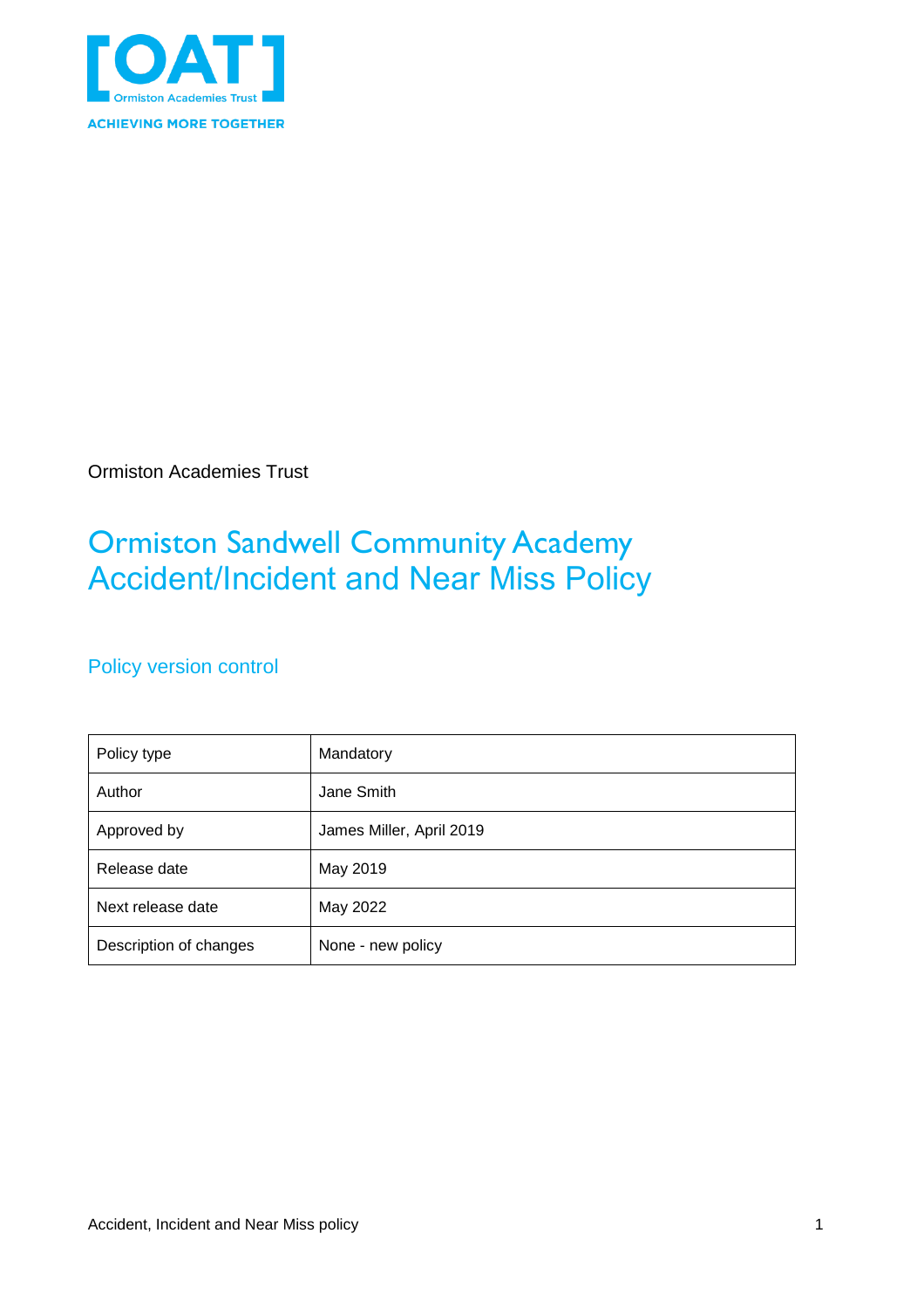Ormiston Academies Trust

# Ormiston Sandwell Community Academy Accident/Incident and Near Miss Policy

## Policy version control

| Policy type | Mandatory |
|---|---|
| Author | Jane Smith |
| Approved by | James Miller, April 2019 |
| Release date | May 2019 |
| Next release date | May 2022 |
| Description of changes | None - new policy |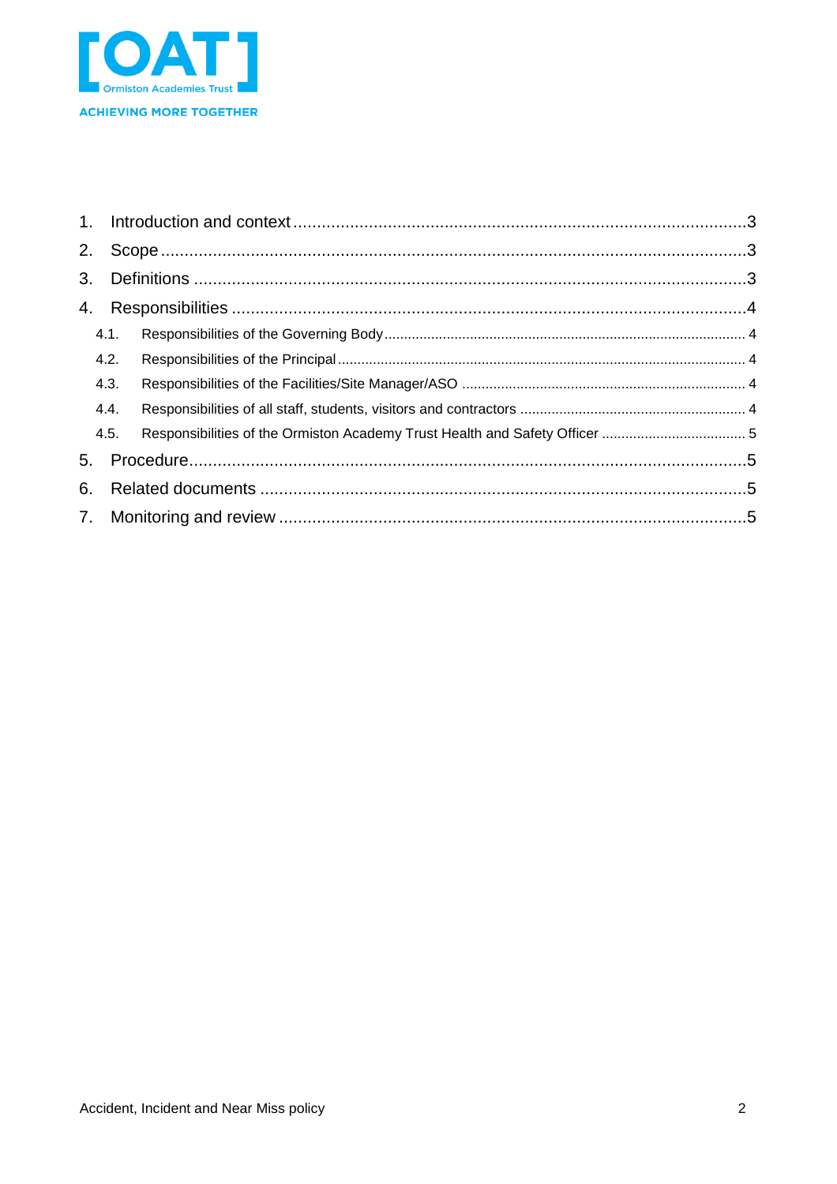[OAT]
Ormiston Academies Trust
ACHIEVING MORE TOGETHER

1. Introduction and context ........ 3
2. Scope ........ 3
3. Definitions ........ 3
4. Responsibilities ........ 4
   - 4.1. Responsibilities of the Governing Body ........ 4
   - 4.2. Responsibilities of the Principal ........ 4
   - 4.3. Responsibilities of the Facilities/Site Manager/ASO ........ 4
   - 4.4. Responsibilities of all staff, students, visitors and contractors ........ 4
   - 4.5. Responsibilities of the Ormiston Academy Trust Health and Safety Officer ........ 5
5. Procedure ........ 5
6. Related documents ........ 5
7. Monitoring and review ........ 5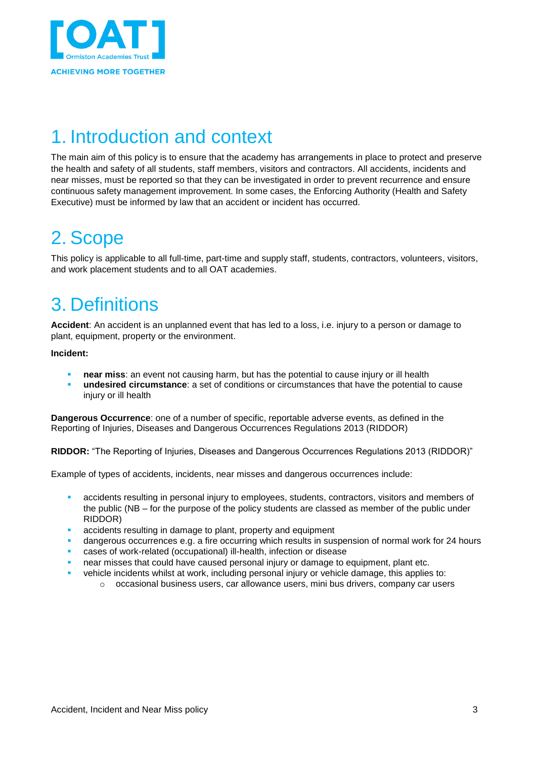# 1. Introduction and context

The main aim of this policy is to ensure that the academy has arrangements in place to protect and preserve the health and safety of all students, staff members, visitors and contractors. All accidents, incidents and near misses, must be reported so that they can be investigated in order to prevent recurrence and ensure continuous safety management improvement. In some cases, the Enforcing Authority (Health and Safety Executive) must be informed by law that an accident or incident has occurred.

# 2. Scope

This policy is applicable to all full-time, part-time and supply staff, students, contractors, volunteers, visitors, and work placement students and to all OAT academies.

# 3. Definitions

**Accident**: An accident is an unplanned event that has led to a loss, i.e. injury to a person or damage to plant, equipment, property or the environment.

**Incident:**

- **near miss**: an event not causing harm, but has the potential to cause injury or ill health
- **undesired circumstance**: a set of conditions or circumstances that have the potential to cause injury or ill health

**Dangerous Occurrence**: one of a number of specific, reportable adverse events, as defined in the Reporting of Injuries, Diseases and Dangerous Occurrences Regulations 2013 (RIDDOR)

**RIDDOR:** "The Reporting of Injuries, Diseases and Dangerous Occurrences Regulations 2013 (RIDDOR)"

Example of types of accidents, incidents, near misses and dangerous occurrences include:

- accidents resulting in personal injury to employees, students, contractors, visitors and members of the public (NB – for the purpose of the policy students are classed as member of the public under RIDDOR)
- accidents resulting in damage to plant, property and equipment
- dangerous occurrences e.g. a fire occurring which results in suspension of normal work for 24 hours
- cases of work-related (occupational) ill-health, infection or disease
- near misses that could have caused personal injury or damage to equipment, plant etc.
- vehicle incidents whilst at work, including personal injury or vehicle damage, this applies to:
  - occasional business users, car allowance users, mini bus drivers, company car users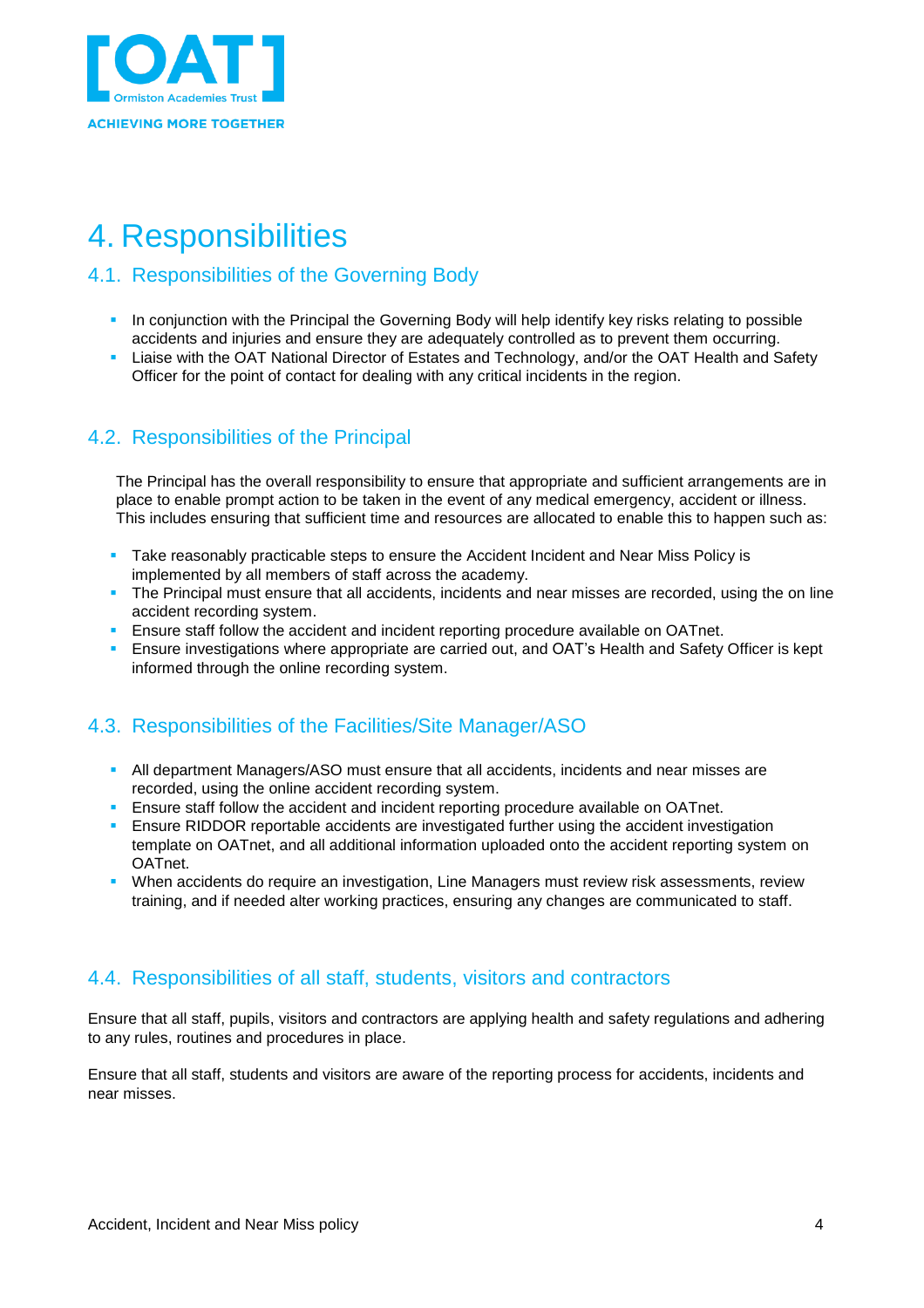# 4. Responsibilities

## 4.1. Responsibilities of the Governing Body

- In conjunction with the Principal the Governing Body will help identify key risks relating to possible accidents and injuries and ensure they are adequately controlled as to prevent them occurring.
- Liaise with the OAT National Director of Estates and Technology, and/or the OAT Health and Safety Officer for the point of contact for dealing with any critical incidents in the region.

## 4.2. Responsibilities of the Principal

The Principal has the overall responsibility to ensure that appropriate and sufficient arrangements are in place to enable prompt action to be taken in the event of any medical emergency, accident or illness. This includes ensuring that sufficient time and resources are allocated to enable this to happen such as:

- Take reasonably practicable steps to ensure the Accident Incident and Near Miss Policy is implemented by all members of staff across the academy.
- The Principal must ensure that all accidents, incidents and near misses are recorded, using the on line accident recording system.
- Ensure staff follow the accident and incident reporting procedure available on OATnet.
- Ensure investigations where appropriate are carried out, and OAT's Health and Safety Officer is kept informed through the online recording system.

## 4.3. Responsibilities of the Facilities/Site Manager/ASO

- All department Managers/ASO must ensure that all accidents, incidents and near misses are recorded, using the online accident recording system.
- Ensure staff follow the accident and incident reporting procedure available on OATnet.
- Ensure RIDDOR reportable accidents are investigated further using the accident investigation template on OATnet, and all additional information uploaded onto the accident reporting system on OATnet.
- When accidents do require an investigation, Line Managers must review risk assessments, review training, and if needed alter working practices, ensuring any changes are communicated to staff.

## 4.4. Responsibilities of all staff, students, visitors and contractors

Ensure that all staff, pupils, visitors and contractors are applying health and safety regulations and adhering to any rules, routines and procedures in place.

Ensure that all staff, students and visitors are aware of the reporting process for accidents, incidents and near misses.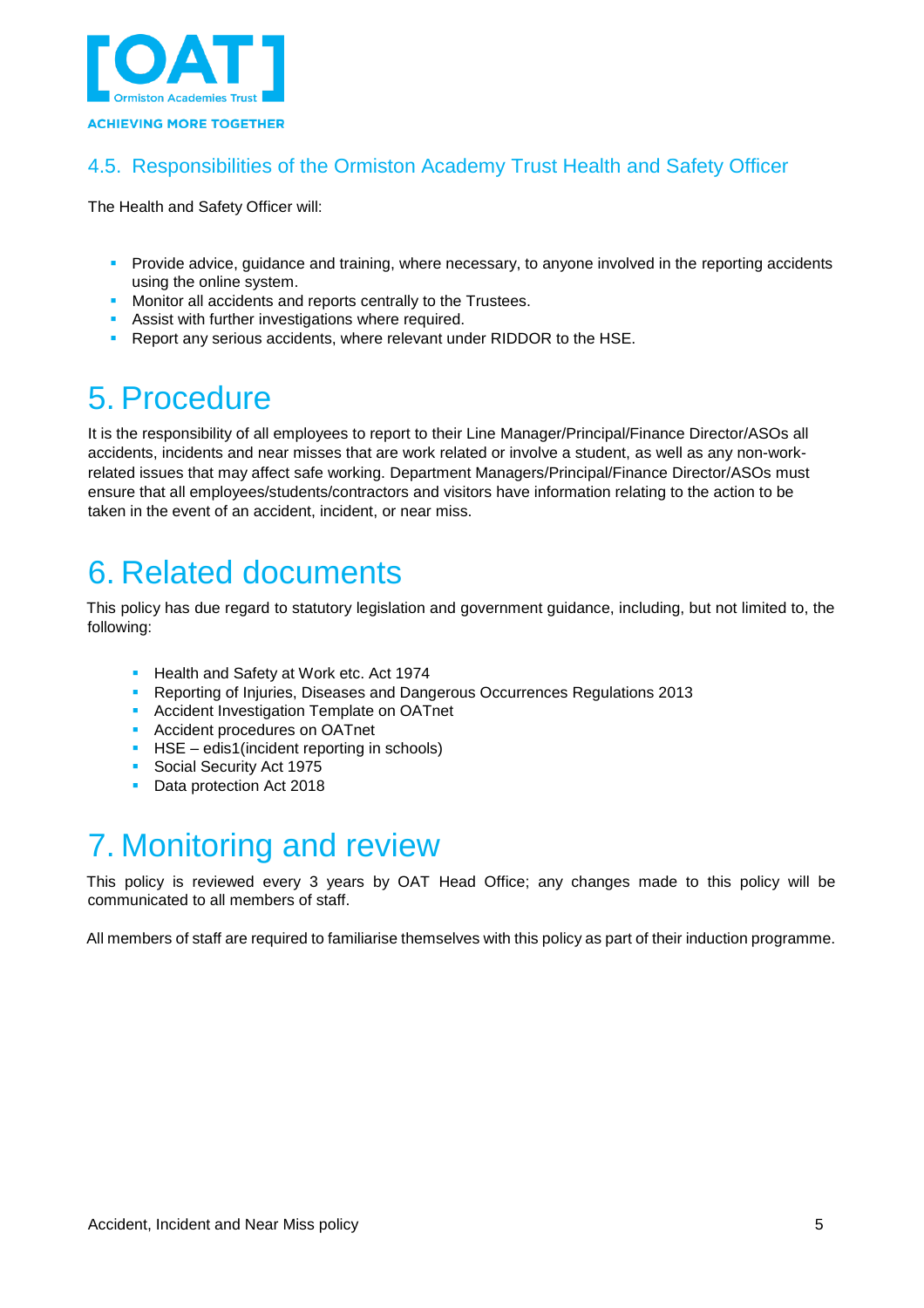### 4.5. Responsibilities of the Ormiston Academy Trust Health and Safety Officer

The Health and Safety Officer will:

- Provide advice, guidance and training, where necessary, to anyone involved in the reporting accidents using the online system.
- Monitor all accidents and reports centrally to the Trustees.
- Assist with further investigations where required.
- Report any serious accidents, where relevant under RIDDOR to the HSE.

# 5. Procedure

It is the responsibility of all employees to report to their Line Manager/Principal/Finance Director/ASOs all accidents, incidents and near misses that are work related or involve a student, as well as any non-work-related issues that may affect safe working. Department Managers/Principal/Finance Director/ASOs must ensure that all employees/students/contractors and visitors have information relating to the action to be taken in the event of an accident, incident, or near miss.

# 6. Related documents

This policy has due regard to statutory legislation and government guidance, including, but not limited to, the following:

- Health and Safety at Work etc. Act 1974
- Reporting of Injuries, Diseases and Dangerous Occurrences Regulations 2013
- Accident Investigation Template on OATnet
- Accident procedures on OATnet
- HSE – edis1(incident reporting in schools)
- Social Security Act 1975
- Data protection Act 2018

# 7. Monitoring and review

This policy is reviewed every 3 years by OAT Head Office; any changes made to this policy will be communicated to all members of staff.

All members of staff are required to familiarise themselves with this policy as part of their induction programme.